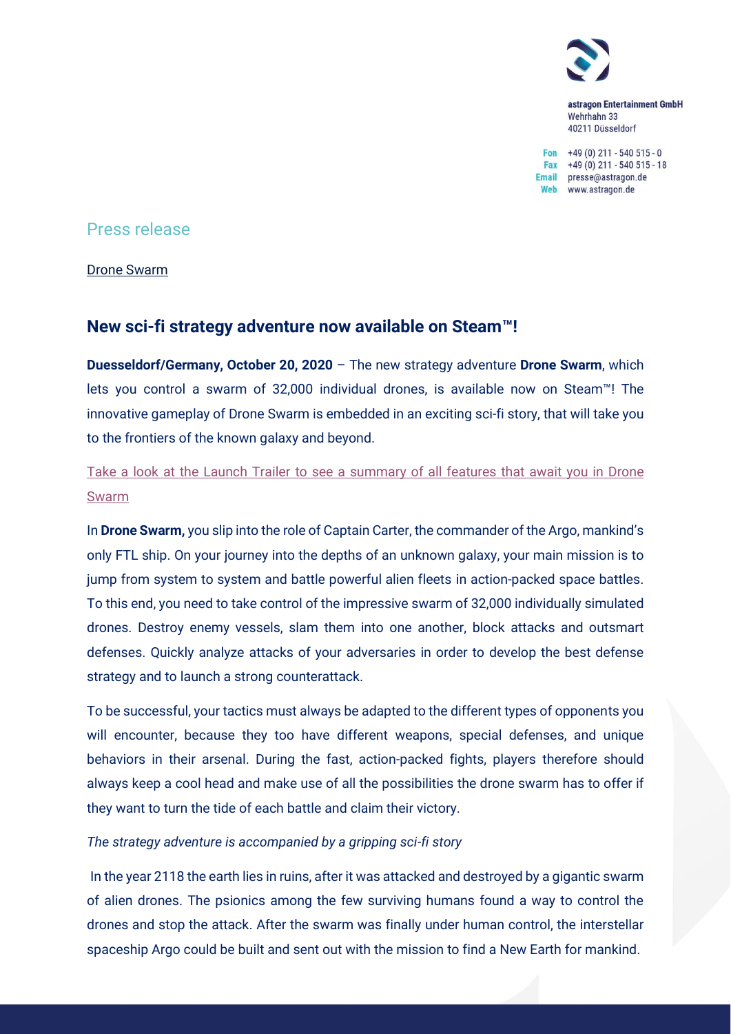astragon Entertainment GmbH
Wehrhahn 33
40211 Düsseldorf

Fon +49 (0) 211 - 540 515 - 0
Fax +49 (0) 211 - 540 515 - 18
Email presse@astragon.de
Web www.astragon.de

## Press release

Drone Swarm

### New sci-fi strategy adventure now available on Steam™!

**Duesseldorf/Germany, October 20, 2020** – The new strategy adventure **Drone Swarm**, which lets you control a swarm of 32,000 individual drones, is available now on Steam™! The innovative gameplay of Drone Swarm is embedded in an exciting sci-fi story, that will take you to the frontiers of the known galaxy and beyond.

Take a look at the Launch Trailer to see a summary of all features that await you in Drone Swarm

In **Drone Swarm,** you slip into the role of Captain Carter, the commander of the Argo, mankind's only FTL ship. On your journey into the depths of an unknown galaxy, your main mission is to jump from system to system and battle powerful alien fleets in action-packed space battles. To this end, you need to take control of the impressive swarm of 32,000 individually simulated drones. Destroy enemy vessels, slam them into one another, block attacks and outsmart defenses. Quickly analyze attacks of your adversaries in order to develop the best defense strategy and to launch a strong counterattack.

To be successful, your tactics must always be adapted to the different types of opponents you will encounter, because they too have different weapons, special defenses, and unique behaviors in their arsenal. During the fast, action-packed fights, players therefore should always keep a cool head and make use of all the possibilities the drone swarm has to offer if they want to turn the tide of each battle and claim their victory.

*The strategy adventure is accompanied by a gripping sci-fi story*

In the year 2118 the earth lies in ruins, after it was attacked and destroyed by a gigantic swarm of alien drones. The psionics among the few surviving humans found a way to control the drones and stop the attack. After the swarm was finally under human control, the interstellar spaceship Argo could be built and sent out with the mission to find a New Earth for mankind.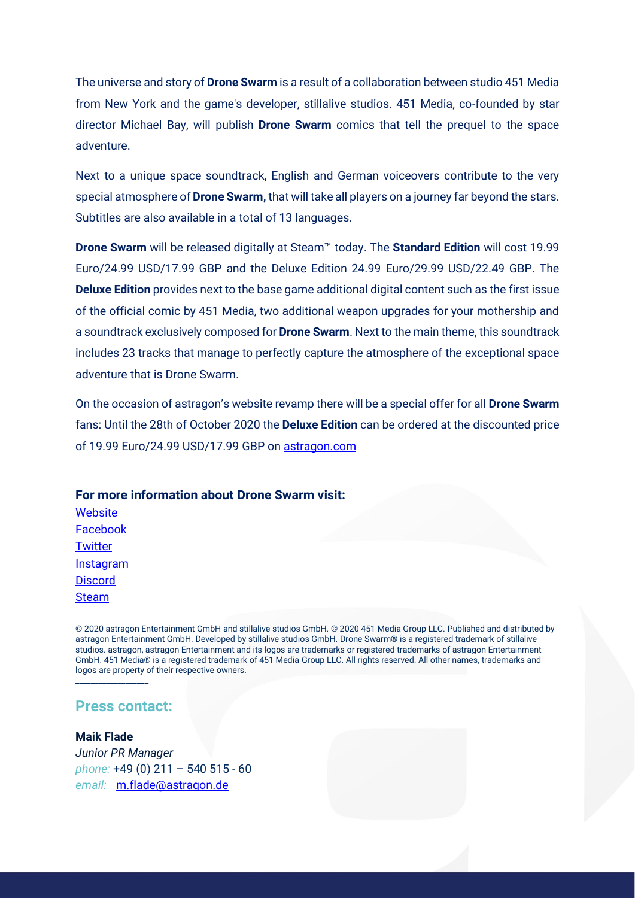The universe and story of **Drone Swarm** is a result of a collaboration between studio 451 Media from New York and the game's developer, stillalive studios. 451 Media, co-founded by star director Michael Bay, will publish **Drone Swarm** comics that tell the prequel to the space adventure.

Next to a unique space soundtrack, English and German voiceovers contribute to the very special atmosphere of **Drone Swarm,** that will take all players on a journey far beyond the stars. Subtitles are also available in a total of 13 languages.

**Drone Swarm** will be released digitally at Steam™ today. The **Standard Edition** will cost 19.99 Euro/24.99 USD/17.99 GBP and the Deluxe Edition 24.99 Euro/29.99 USD/22.49 GBP. The **Deluxe Edition** provides next to the base game additional digital content such as the first issue of the official comic by 451 Media, two additional weapon upgrades for your mothership and a soundtrack exclusively composed for **Drone Swarm**. Next to the main theme, this soundtrack includes 23 tracks that manage to perfectly capture the atmosphere of the exceptional space adventure that is Drone Swarm.

On the occasion of astragon's website revamp there will be a special offer for all **Drone Swarm** fans: Until the 28th of October 2020 the **Deluxe Edition** can be ordered at the discounted price of 19.99 Euro/24.99 USD/17.99 GBP on astragon.com

**For more information about Drone Swarm visit:**

Website
Facebook
Twitter
Instagram
Discord
Steam

© 2020 astragon Entertainment GmbH and stillalive studios GmbH. © 2020 451 Media Group LLC. Published and distributed by astragon Entertainment GmbH. Developed by stillalive studios GmbH. Drone Swarm® is a registered trademark of stillalive studios. astragon, astragon Entertainment and its logos are trademarks or registered trademarks of astragon Entertainment GmbH. 451 Media® is a registered trademark of 451 Media Group LLC. All rights reserved. All other names, trademarks and logos are property of their respective owners.

---

## Press contact:

**Maik Flade**
*Junior PR Manager*
*phone:* +49 (0) 211 – 540 515 - 60
*email:* m.flade@astragon.de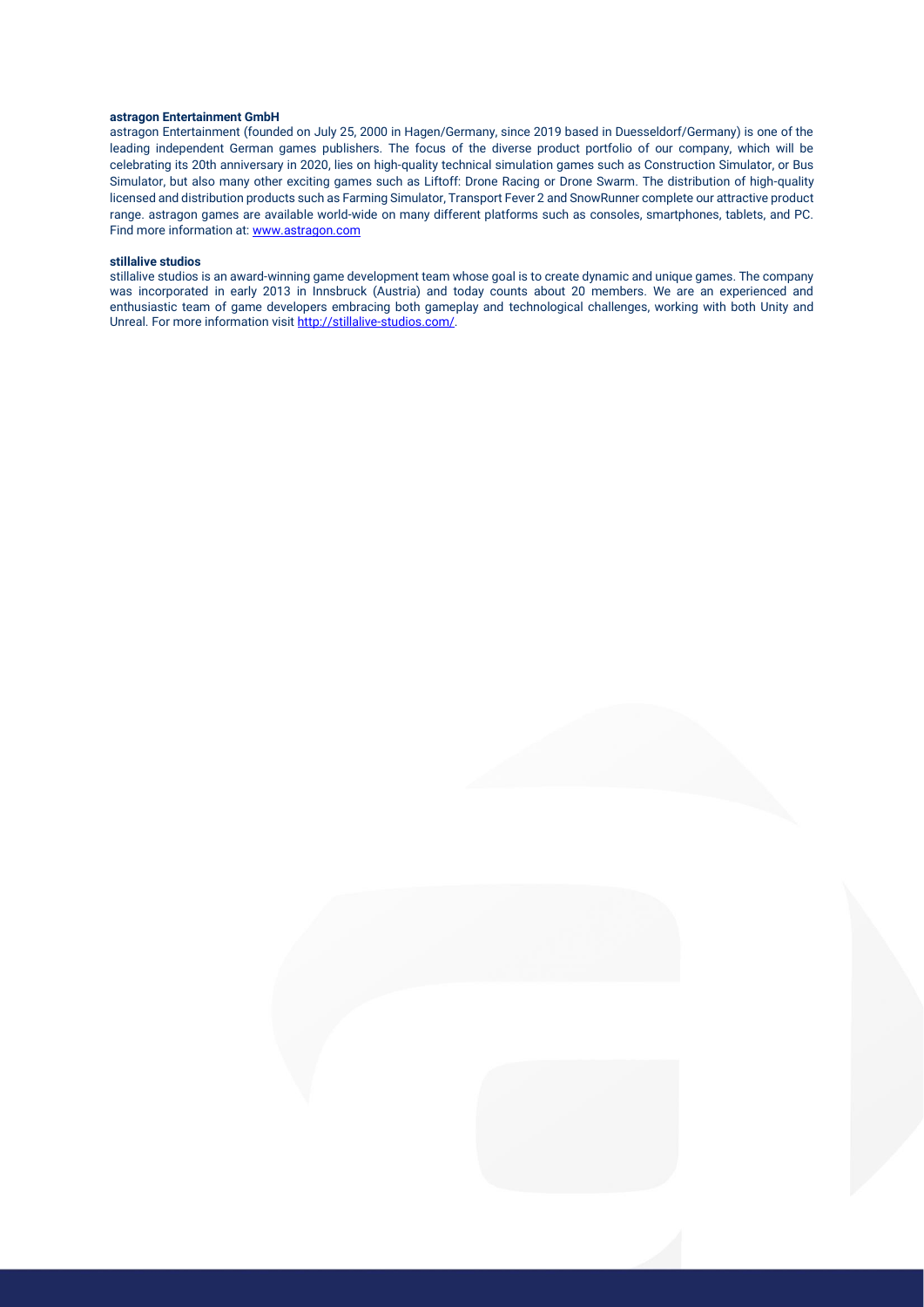**astragon Entertainment GmbH**

astragon Entertainment (founded on July 25, 2000 in Hagen/Germany, since 2019 based in Duesseldorf/Germany) is one of the leading independent German games publishers. The focus of the diverse product portfolio of our company, which will be celebrating its 20th anniversary in 2020, lies on high-quality technical simulation games such as Construction Simulator, or Bus Simulator, but also many other exciting games such as Liftoff: Drone Racing or Drone Swarm. The distribution of high-quality licensed and distribution products such as Farming Simulator, Transport Fever 2 and SnowRunner complete our attractive product range. astragon games are available world-wide on many different platforms such as consoles, smartphones, tablets, and PC. Find more information at: [www.astragon.com](www.astragon.com)

**stillalive studios**

stillalive studios is an award-winning game development team whose goal is to create dynamic and unique games. The company was incorporated in early 2013 in Innsbruck (Austria) and today counts about 20 members. We are an experienced and enthusiastic team of game developers embracing both gameplay and technological challenges, working with both Unity and Unreal. For more information visit [http://stillalive-studios.com/](http://stillalive-studios.com/).